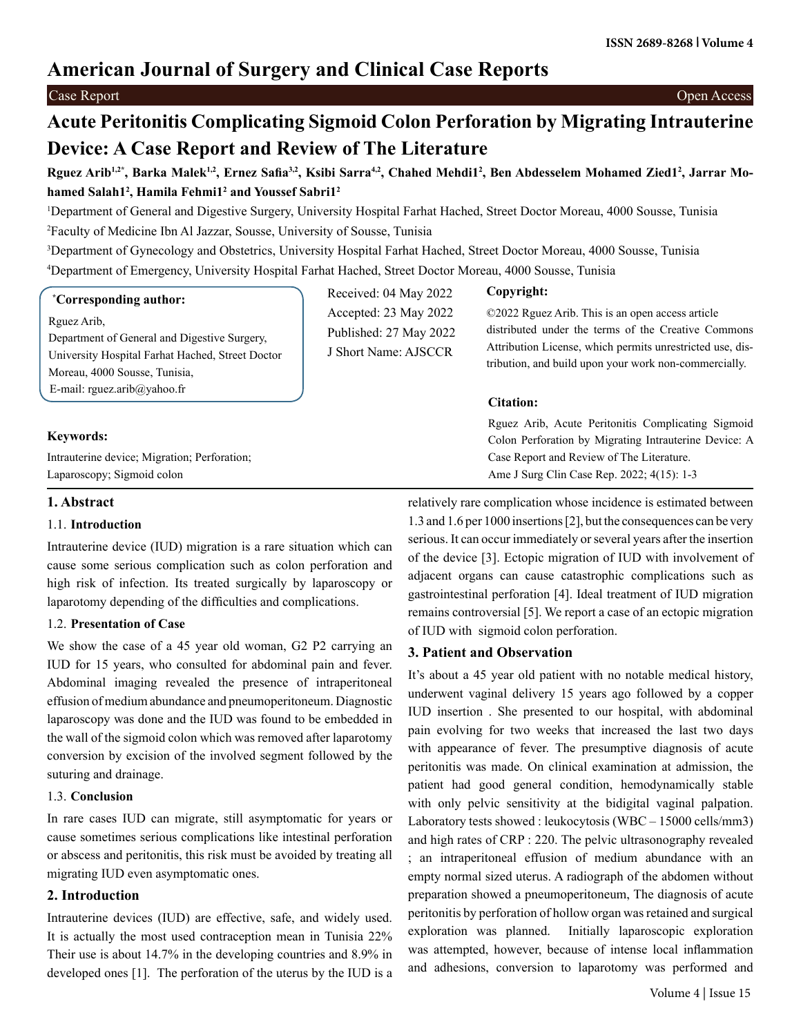# Acute Peritonitis Complicating Sigmoid Colon Perforation by Migrating Intrauterine Device: A Case Report and Review of The Literature

**Rguez Arib[1,2*], Barka Malek[1,2], Ernez Safia[3,2], Ksibi Sarra[4,2], Chahed Mehdi1[2], Ben Abdesselem Mohamed Zied1[2], Jarrar Mohamed Salah1[2], Hamila Fehmi1[2] and Youssef Sabri1[2]**

[1]Department of General and Digestive Surgery, University Hospital Farhat Hached, Street Doctor Moreau, 4000 Sousse, Tunisia

[2]Faculty of Medicine Ibn Al Jazzar, Sousse, University of Sousse, Tunisia

[3]Department of Gynecology and Obstetrics, University Hospital Farhat Hached, Street Doctor Moreau, 4000 Sousse, Tunisia

[4]Department of Emergency, University Hospital Farhat Hached, Street Doctor Moreau, 4000 Sousse, Tunisia

**[*]Corresponding author:**

Rguez Arib,
Department of General and Digestive Surgery, University Hospital Farhat Hached, Street Doctor Moreau, 4000 Sousse, Tunisia,
E-mail: rguez.arib@yahoo.fr

Received: 04 May 2022
Accepted: 23 May 2022
Published: 27 May 2022
J Short Name: AJSCCR

**Copyright:**

©2022 Rguez Arib. This is an open access article distributed under the terms of the Creative Commons Attribution License, which permits unrestricted use, distribution, and build upon your work non-commercially.

**Citation:**

Rguez Arib, Acute Peritonitis Complicating Sigmoid Colon Perforation by Migrating Intrauterine Device: A Case Report and Review of The Literature. Ame J Surg Clin Case Rep. 2022; 4(15): 1-3

**Keywords:**

Intrauterine device; Migration; Perforation; Laparoscopy; Sigmoid colon

## 1. Abstract

### 1.1. Introduction

Intrauterine device (IUD) migration is a rare situation which can cause some serious complication such as colon perforation and high risk of infection. Its treated surgically by laparoscopy or laparotomy depending of the difficulties and complications.

### 1.2. Presentation of Case

We show the case of a 45 year old woman, G2 P2 carrying an IUD for 15 years, who consulted for abdominal pain and fever. Abdominal imaging revealed the presence of intraperitoneal effusion of medium abundance and pneumoperitoneum. Diagnostic laparoscopy was done and the IUD was found to be embedded in the wall of the sigmoid colon which was removed after laparotomy conversion by excision of the involved segment followed by the suturing and drainage.

### 1.3. Conclusion

In rare cases IUD can migrate, still asymptomatic for years or cause sometimes serious complications like intestinal perforation or abscess and peritonitis, this risk must be avoided by treating all migrating IUD even asymptomatic ones.

## 2. Introduction

Intrauterine devices (IUD) are effective, safe, and widely used. It is actually the most used contraception mean in Tunisia 22% Their use is about 14.7% in the developing countries and 8.9% in developed ones [1]. The perforation of the uterus by the IUD is a relatively rare complication whose incidence is estimated between 1.3 and 1.6 per 1000 insertions [2], but the consequences can be very serious. It can occur immediately or several years after the insertion of the device [3]. Ectopic migration of IUD with involvement of adjacent organs can cause catastrophic complications such as gastrointestinal perforation [4]. Ideal treatment of IUD migration remains controversial [5]. We report a case of an ectopic migration of IUD with sigmoid colon perforation.

## 3. Patient and Observation

It's about a 45 year old patient with no notable medical history, underwent vaginal delivery 15 years ago followed by a copper IUD insertion . She presented to our hospital, with abdominal pain evolving for two weeks that increased the last two days with appearance of fever. The presumptive diagnosis of acute peritonitis was made. On clinical examination at admission, the patient had good general condition, hemodynamically stable with only pelvic sensitivity at the bidigital vaginal palpation. Laboratory tests showed : leukocytosis (WBC – 15000 cells/mm3) and high rates of CRP : 220. The pelvic ultrasonography revealed ; an intraperitoneal effusion of medium abundance with an empty normal sized uterus. A radiograph of the abdomen without preparation showed a pneumoperitoneum, The diagnosis of acute peritonitis by perforation of hollow organ was retained and surgical exploration was planned. Initially laparoscopic exploration was attempted, however, because of intense local inflammation and adhesions, conversion to laparotomy was performed and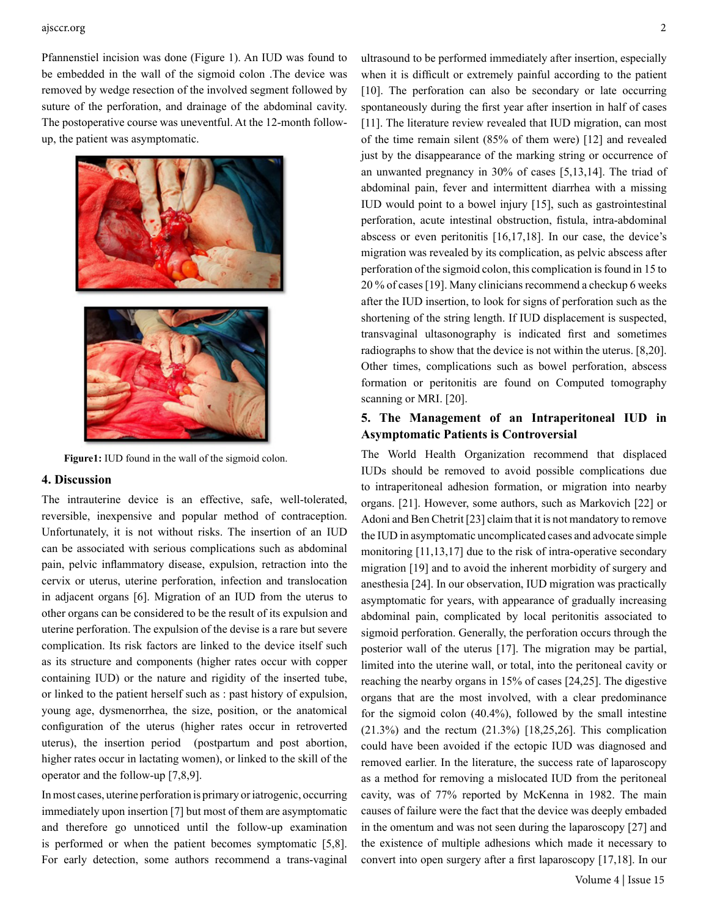Pfannenstiel incision was done (Figure 1). An IUD was found to be embedded in the wall of the sigmoid colon .The device was removed by wedge resection of the involved segment followed by suture of the perforation, and drainage of the abdominal cavity. The postoperative course was uneventful. At the 12-month follow-up, the patient was asymptomatic.

**Figure1:** IUD found in the wall of the sigmoid colon.

## 4. Discussion

The intrauterine device is an effective, safe, well-tolerated, reversible, inexpensive and popular method of contraception. Unfortunately, it is not without risks. The insertion of an IUD can be associated with serious complications such as abdominal pain, pelvic inflammatory disease, expulsion, retraction into the cervix or uterus, uterine perforation, infection and translocation in adjacent organs [6]. Migration of an IUD from the uterus to other organs can be considered to be the result of its expulsion and uterine perforation. The expulsion of the devise is a rare but severe complication. Its risk factors are linked to the device itself such as its structure and components (higher rates occur with copper containing IUD) or the nature and rigidity of the inserted tube, or linked to the patient herself such as : past history of expulsion, young age, dysmenorrhea, the size, position, or the anatomical configuration of the uterus (higher rates occur in retroverted uterus), the insertion period (postpartum and post abortion, higher rates occur in lactating women), or linked to the skill of the operator and the follow-up [7,8,9].

In most cases, uterine perforation is primary or iatrogenic, occurring immediately upon insertion [7] but most of them are asymptomatic and therefore go unnoticed until the follow-up examination is performed or when the patient becomes symptomatic [5,8]. For early detection, some authors recommend a trans-vaginal ultrasound to be performed immediately after insertion, especially when it is difficult or extremely painful according to the patient [10]. The perforation can also be secondary or late occurring spontaneously during the first year after insertion in half of cases [11]. The literature review revealed that IUD migration, can most of the time remain silent (85% of them were) [12] and revealed just by the disappearance of the marking string or occurrence of an unwanted pregnancy in 30% of cases [5,13,14]. The triad of abdominal pain, fever and intermittent diarrhea with a missing IUD would point to a bowel injury [15], such as gastrointestinal perforation, acute intestinal obstruction, fistula, intra-abdominal abscess or even peritonitis [16,17,18]. In our case, the device's migration was revealed by its complication, as pelvic abscess after perforation of the sigmoid colon, this complication is found in 15 to 20 % of cases [19]. Many clinicians recommend a checkup 6 weeks after the IUD insertion, to look for signs of perforation such as the shortening of the string length. If IUD displacement is suspected, transvaginal ultasonography is indicated first and sometimes radiographs to show that the device is not within the uterus. [8,20]. Other times, complications such as bowel perforation, abscess formation or peritonitis are found on Computed tomography scanning or MRI. [20].

## 5. The Management of an Intraperitoneal IUD in Asymptomatic Patients is Controversial

The World Health Organization recommend that displaced IUDs should be removed to avoid possible complications due to intraperitoneal adhesion formation, or migration into nearby organs. [21]. However, some authors, such as Markovich [22] or Adoni and Ben Chetrit [23] claim that it is not mandatory to remove the IUD in asymptomatic uncomplicated cases and advocate simple monitoring [11,13,17] due to the risk of intra-operative secondary migration [19] and to avoid the inherent morbidity of surgery and anesthesia [24]. In our observation, IUD migration was practically asymptomatic for years, with appearance of gradually increasing abdominal pain, complicated by local peritonitis associated to sigmoid perforation. Generally, the perforation occurs through the posterior wall of the uterus [17]. The migration may be partial, limited into the uterine wall, or total, into the peritoneal cavity or reaching the nearby organs in 15% of cases [24,25]. The digestive organs that are the most involved, with a clear predominance for the sigmoid colon (40.4%), followed by the small intestine (21.3%) and the rectum (21.3%) [18,25,26]. This complication could have been avoided if the ectopic IUD was diagnosed and removed earlier. In the literature, the success rate of laparoscopy as a method for removing a mislocated IUD from the peritoneal cavity, was of 77% reported by McKenna in 1982. The main causes of failure were the fact that the device was deeply embaded in the omentum and was not seen during the laparoscopy [27] and the existence of multiple adhesions which made it necessary to convert into open surgery after a first laparoscopy [17,18]. In our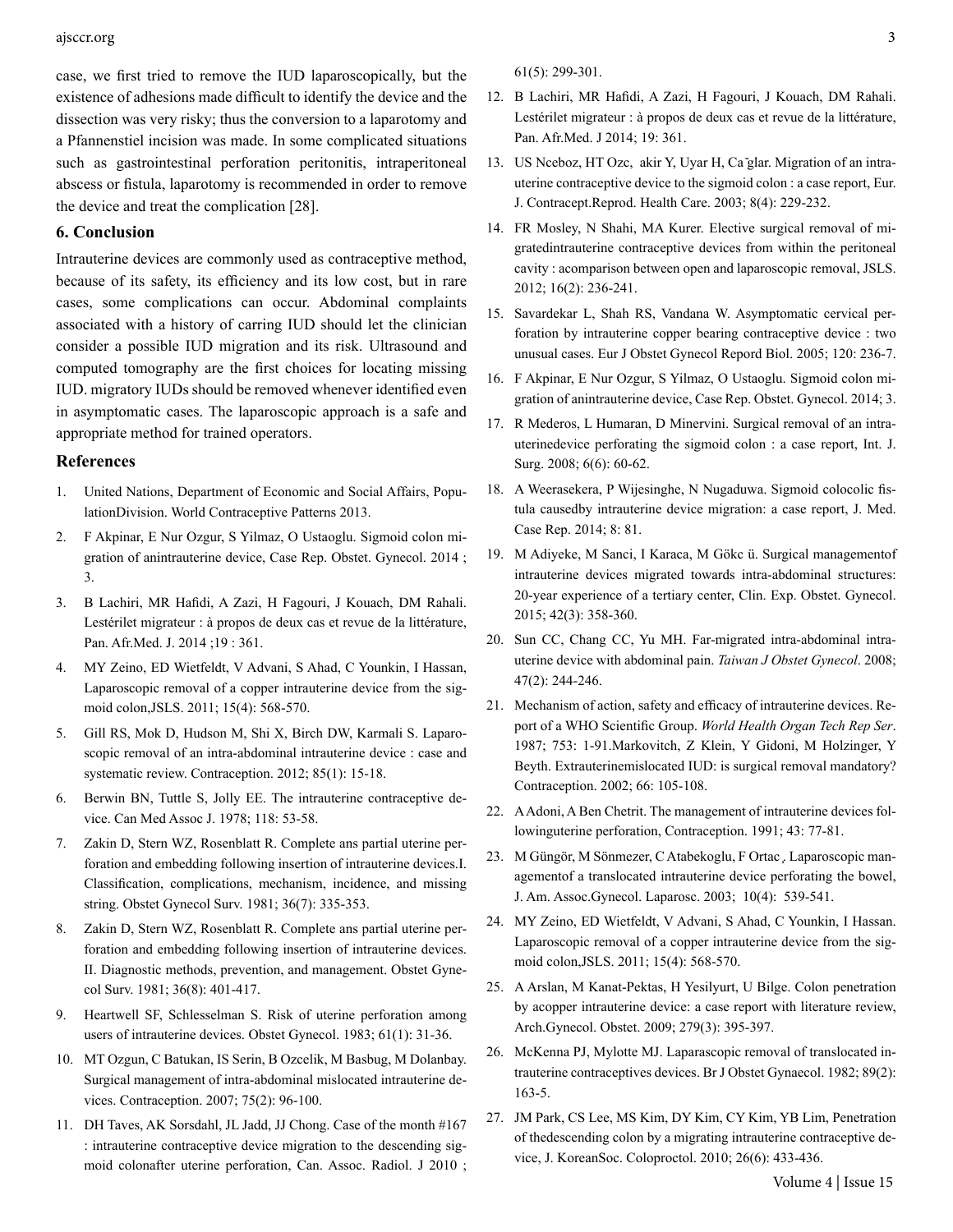case, we first tried to remove the IUD laparoscopically, but the existence of adhesions made difficult to identify the device and the dissection was very risky; thus the conversion to a laparotomy and a Pfannenstiel incision was made. In some complicated situations such as gastrointestinal perforation peritonitis, intraperitoneal abscess or fistula, laparotomy is recommended in order to remove the device and treat the complication [28].

## 6. Conclusion

Intrauterine devices are commonly used as contraceptive method, because of its safety, its efficiency and its low cost, but in rare cases, some complications can occur. Abdominal complaints associated with a history of carring IUD should let the clinician consider a possible IUD migration and its risk. Ultrasound and computed tomography are the first choices for locating missing IUD. migratory IUDs should be removed whenever identified even in asymptomatic cases. The laparoscopic approach is a safe and appropriate method for trained operators.

## References

1. United Nations, Department of Economic and Social Affairs, PopulationDivision. World Contraceptive Patterns 2013.
2. F Akpinar, E Nur Ozgur, S Yilmaz, O Ustaoglu. Sigmoid colon migration of anintrauterine device, Case Rep. Obstet. Gynecol. 2014 ; 3.
3. B Lachiri, MR Hafidi, A Zazi, H Fagouri, J Kouach, DM Rahali. Lestérilet migrateur : à propos de deux cas et revue de la littérature, Pan. Afr.Med. J. 2014 ;19 : 361.
4. MY Zeino, ED Wietfeldt, V Advani, S Ahad, C Younkin, I Hassan, Laparoscopic removal of a copper intrauterine device from the sigmoid colon,JSLS. 2011; 15(4): 568-570.
5. Gill RS, Mok D, Hudson M, Shi X, Birch DW, Karmali S. Laparoscopic removal of an intra-abdominal intrauterine device : case and systematic review. Contraception. 2012; 85(1): 15-18.
6. Berwin BN, Tuttle S, Jolly EE. The intrauterine contraceptive device. Can Med Assoc J. 1978; 118: 53-58.
7. Zakin D, Stern WZ, Rosenblatt R. Complete ans partial uterine perforation and embedding following insertion of intrauterine devices.I. Classification, complications, mechanism, incidence, and missing string. Obstet Gynecol Surv. 1981; 36(7): 335-353.
8. Zakin D, Stern WZ, Rosenblatt R. Complete ans partial uterine perforation and embedding following insertion of intrauterine devices. II. Diagnostic methods, prevention, and management. Obstet Gynecol Surv. 1981; 36(8): 401-417.
9. Heartwell SF, Schlesselman S. Risk of uterine perforation among users of intrauterine devices. Obstet Gynecol. 1983; 61(1): 31-36.
10. MT Ozgun, C Batukan, IS Serin, B Ozcelik, M Basbug, M Dolanbay. Surgical management of intra-abdominal mislocated intrauterine devices. Contraception. 2007; 75(2): 96-100.
11. DH Taves, AK Sorsdahl, JL Jadd, JJ Chong. Case of the month #167 : intrauterine contraceptive device migration to the descending sigmoid colonafter uterine perforation, Can. Assoc. Radiol. J 2010 ; 61(5): 299-301.
12. B Lachiri, MR Hafidi, A Zazi, H Fagouri, J Kouach, DM Rahali. Lestérilet migrateur : à propos de deux cas et revue de la littérature, Pan. Afr.Med. J 2014; 19: 361.
13. US Nceboz, HT Ozc, akir Y, Uyar H, Ca˘glar. Migration of an intrauterine contraceptive device to the sigmoid colon : a case report, Eur. J. Contracept.Reprod. Health Care. 2003; 8(4): 229-232.
14. FR Mosley, N Shahi, MA Kurer. Elective surgical removal of migratedintrauterine contraceptive devices from within the peritoneal cavity : acomparison between open and laparoscopic removal, JSLS. 2012; 16(2): 236-241.
15. Savardekar L, Shah RS, Vandana W. Asymptomatic cervical perforation by intrauterine copper bearing contraceptive device : two unusual cases. Eur J Obstet Gynecol Repord Biol. 2005; 120: 236-7.
16. F Akpinar, E Nur Ozgur, S Yilmaz, O Ustaoglu. Sigmoid colon migration of anintrauterine device, Case Rep. Obstet. Gynecol. 2014; 3.
17. R Mederos, L Humaran, D Minervini. Surgical removal of an intrauterinedevice perforating the sigmoid colon : a case report, Int. J. Surg. 2008; 6(6): 60-62.
18. A Weerasekera, P Wijesinghe, N Nugaduwa. Sigmoid colocolic fistula causedby intrauterine device migration: a case report, J. Med. Case Rep. 2014; 8: 81.
19. M Adiyeke, M Sanci, I Karaca, M Gökc ü. Surgical managementof intrauterine devices migrated towards intra-abdominal structures: 20-year experience of a tertiary center, Clin. Exp. Obstet. Gynecol. 2015; 42(3): 358-360.
20. Sun CC, Chang CC, Yu MH. Far-migrated intra-abdominal intrauterine device with abdominal pain. *Taiwan J Obstet Gynecol*. 2008; 47(2): 244-246.
21. Mechanism of action, safety and efficacy of intrauterine devices. Report of a WHO Scientific Group. *World Health Organ Tech Rep Ser*. 1987; 753: 1-91.Markovitch, Z Klein, Y Gidoni, M Holzinger, Y Beyth. Extrauterinemislocated IUD: is surgical removal mandatory? Contraception. 2002; 66: 105-108.
22. A Adoni, A Ben Chetrit. The management of intrauterine devices followinguterine perforation, Contraception. 1991; 43: 77-81.
23. M Güngör, M Sönmezer, C Atabekoglu, F Ortac¸ Laparoscopic managementof a translocated intrauterine device perforating the bowel, J. Am. Assoc.Gynecol. Laparosc. 2003; 10(4): 539-541.
24. MY Zeino, ED Wietfeldt, V Advani, S Ahad, C Younkin, I Hassan. Laparoscopic removal of a copper intrauterine device from the sigmoid colon,JSLS. 2011; 15(4): 568-570.
25. A Arslan, M Kanat-Pektas, H Yesilyurt, U Bilge. Colon penetration by acopper intrauterine device: a case report with literature review, Arch.Gynecol. Obstet. 2009; 279(3): 395-397.
26. McKenna PJ, Mylotte MJ. Laparascopic removal of translocated intrauterine contraceptives devices. Br J Obstet Gynaecol. 1982; 89(2): 163-5.
27. JM Park, CS Lee, MS Kim, DY Kim, CY Kim, YB Lim, Penetration of thedescending colon by a migrating intrauterine contraceptive device, J. KoreanSoc. Coloproctol. 2010; 26(6): 433-436.